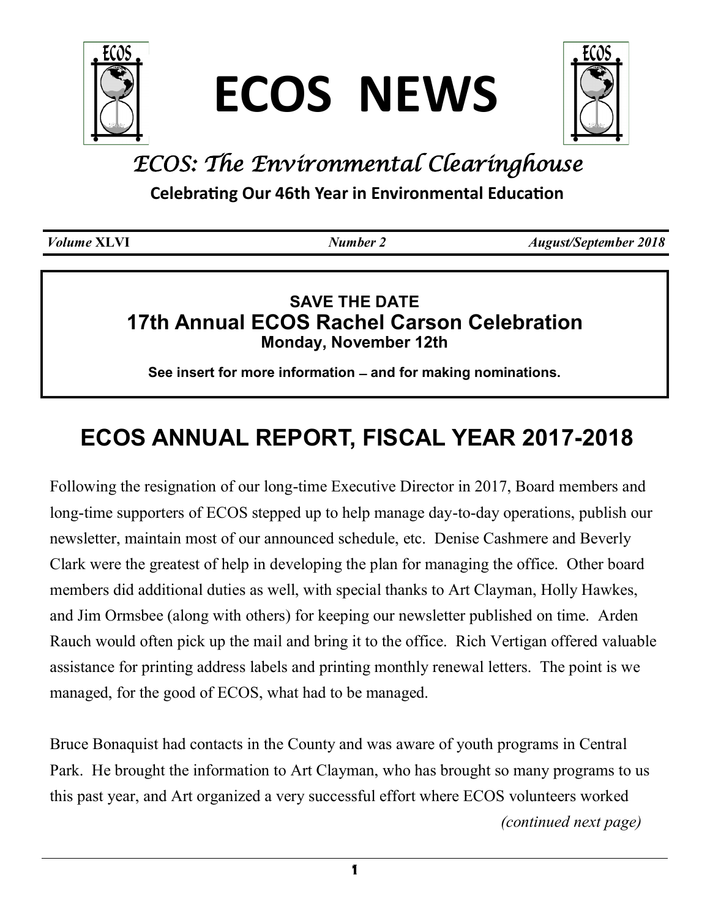# ECOS NEWS

*ECOS: The Environmental Clearinghouse*

**Celebrating Our 46th Year in Environmental Education**

*Volume* **XLVI** | ***Number 2*** | ***August/September 2018***

---

**SAVE THE DATE**
**17th Annual ECOS Rachel Carson Celebration**
**Monday, November 12th**

**See insert for more information – and for making nominations.**

---

## ECOS ANNUAL REPORT, FISCAL YEAR 2017-2018

Following the resignation of our long-time Executive Director in 2017, Board members and long-time supporters of ECOS stepped up to help manage day-to-day operations, publish our newsletter, maintain most of our announced schedule, etc. Denise Cashmere and Beverly Clark were the greatest of help in developing the plan for managing the office. Other board members did additional duties as well, with special thanks to Art Clayman, Holly Hawkes, and Jim Ormsbee (along with others) for keeping our newsletter published on time. Arden Rauch would often pick up the mail and bring it to the office. Rich Vertigan offered valuable assistance for printing address labels and printing monthly renewal letters. The point is we managed, for the good of ECOS, what had to be managed.

Bruce Bonaquist had contacts in the County and was aware of youth programs in Central Park. He brought the information to Art Clayman, who has brought so many programs to us this past year, and Art organized a very successful effort where ECOS volunteers worked

*(continued next page)*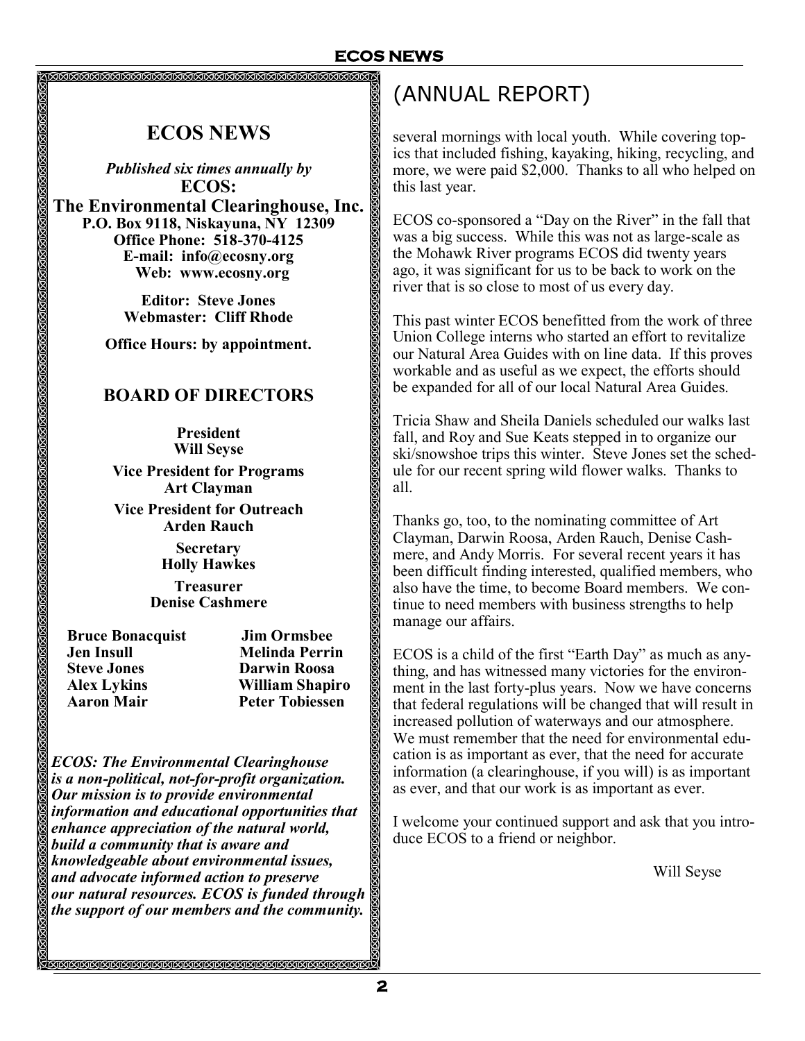## ECOS NEWS

***Published six times annually by***
**ECOS:**
**The Environmental Clearinghouse, Inc.**
**P.O. Box 9118, Niskayuna, NY 12309**
**Office Phone: 518-370-4125**
**E-mail: info@ecosny.org**
**Web: www.ecosny.org**

**Editor: Steve Jones**
**Webmaster: Cliff Rhode**

**Office Hours: by appointment.**

### BOARD OF DIRECTORS

**President**
**Will Seyse**

**Vice President for Programs**
**Art Clayman**

**Vice President for Outreach**
**Arden Rauch**

**Secretary**
**Holly Hawkes**

**Treasurer**
**Denise Cashmere**

| | |
|---|---|
| **Bruce Bonacquist** | **Jim Ormsbee** |
| **Jen Insull** | **Melinda Perrin** |
| **Steve Jones** | **Darwin Roosa** |
| **Alex Lykins** | **William Shapiro** |
| **Aaron Mair** | **Peter Tobiessen** |

***ECOS: The Environmental Clearinghouse is a non-political, not-for-profit organization. Our mission is to provide environmental information and educational opportunities that enhance appreciation of the natural world, build a community that is aware and knowledgeable about environmental issues, and advocate informed action to preserve our natural resources. ECOS is funded through the support of our members and the community.***

# (ANNUAL REPORT)

several mornings with local youth. While covering topics that included fishing, kayaking, hiking, recycling, and more, we were paid $2,000. Thanks to all who helped on this last year.

ECOS co-sponsored a "Day on the River" in the fall that was a big success. While this was not as large-scale as the Mohawk River programs ECOS did twenty years ago, it was significant for us to be back to work on the river that is so close to most of us every day.

This past winter ECOS benefitted from the work of three Union College interns who started an effort to revitalize our Natural Area Guides with on line data. If this proves workable and as useful as we expect, the efforts should be expanded for all of our local Natural Area Guides.

Tricia Shaw and Sheila Daniels scheduled our walks last fall, and Roy and Sue Keats stepped in to organize our ski/snowshoe trips this winter. Steve Jones set the schedule for our recent spring wild flower walks. Thanks to all.

Thanks go, too, to the nominating committee of Art Clayman, Darwin Roosa, Arden Rauch, Denise Cashmere, and Andy Morris. For several recent years it has been difficult finding interested, qualified members, who also have the time, to become Board members. We continue to need members with business strengths to help manage our affairs.

ECOS is a child of the first "Earth Day" as much as anything, and has witnessed many victories for the environment in the last forty-plus years. Now we have concerns that federal regulations will be changed that will result in increased pollution of waterways and our atmosphere. We must remember that the need for environmental education is as important as ever, that the need for accurate information (a clearinghouse, if you will) is as important as ever, and that our work is as important as ever.

I welcome your continued support and ask that you introduce ECOS to a friend or neighbor.

Will Seyse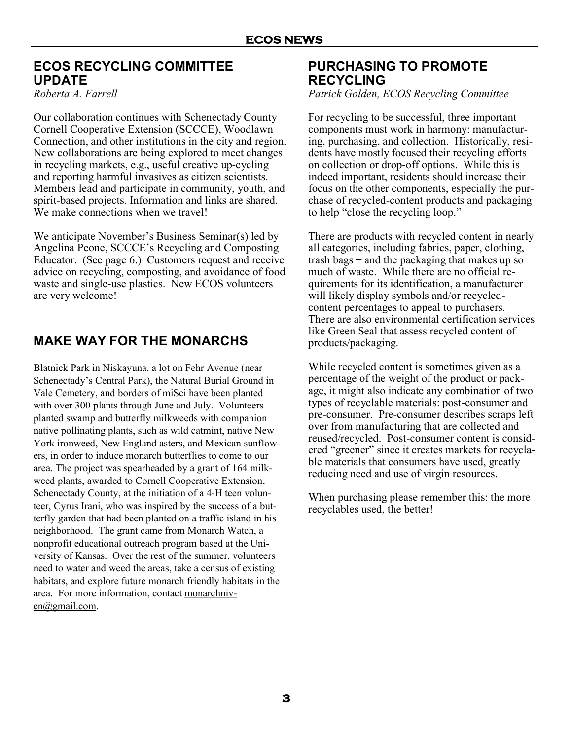## ECOS RECYCLING COMMITTEE UPDATE

*Roberta A. Farrell*

Our collaboration continues with Schenectady County Cornell Cooperative Extension (SCCCE), Woodlawn Connection, and other institutions in the city and region. New collaborations are being explored to meet changes in recycling markets, e.g., useful creative up-cycling and reporting harmful invasives as citizen scientists. Members lead and participate in community, youth, and spirit-based projects. Information and links are shared. We make connections when we travel!

We anticipate November's Business Seminar(s) led by Angelina Peone, SCCCE's Recycling and Composting Educator. (See page 6.) Customers request and receive advice on recycling, composting, and avoidance of food waste and single-use plastics. New ECOS volunteers are very welcome!

## MAKE WAY FOR THE MONARCHS

Blatnick Park in Niskayuna, a lot on Fehr Avenue (near Schenectady's Central Park), the Natural Burial Ground in Vale Cemetery, and borders of miSci have been planted with over 300 plants through June and July. Volunteers planted swamp and butterfly milkweeds with companion native pollinating plants, such as wild catmint, native New York ironweed, New England asters, and Mexican sunflowers, in order to induce monarch butterflies to come to our area. The project was spearheaded by a grant of 164 milkweed plants, awarded to Cornell Cooperative Extension, Schenectady County, at the initiation of a 4-H teen volunteer, Cyrus Irani, who was inspired by the success of a butterfly garden that had been planted on a traffic island in his neighborhood. The grant came from Monarch Watch, a nonprofit educational outreach program based at the University of Kansas. Over the rest of the summer, volunteers need to water and weed the areas, take a census of existing habitats, and explore future monarch friendly habitats in the area. For more information, contact monarchniven@gmail.com.

## PURCHASING TO PROMOTE RECYCLING

*Patrick Golden, ECOS Recycling Committee*

For recycling to be successful, three important components must work in harmony: manufacturing, purchasing, and collection. Historically, residents have mostly focused their recycling efforts on collection or drop-off options. While this is indeed important, residents should increase their focus on the other components, especially the purchase of recycled-content products and packaging to help "close the recycling loop."

There are products with recycled content in nearly all categories, including fabrics, paper, clothing, trash bags – and the packaging that makes up so much of waste. While there are no official requirements for its identification, a manufacturer will likely display symbols and/or recycled-content percentages to appeal to purchasers. There are also environmental certification services like Green Seal that assess recycled content of products/packaging.

While recycled content is sometimes given as a percentage of the weight of the product or package, it might also indicate any combination of two types of recyclable materials: post-consumer and pre-consumer. Pre-consumer describes scraps left over from manufacturing that are collected and reused/recycled. Post-consumer content is considered "greener" since it creates markets for recyclable materials that consumers have used, greatly reducing need and use of virgin resources.

When purchasing please remember this: the more recyclables used, the better!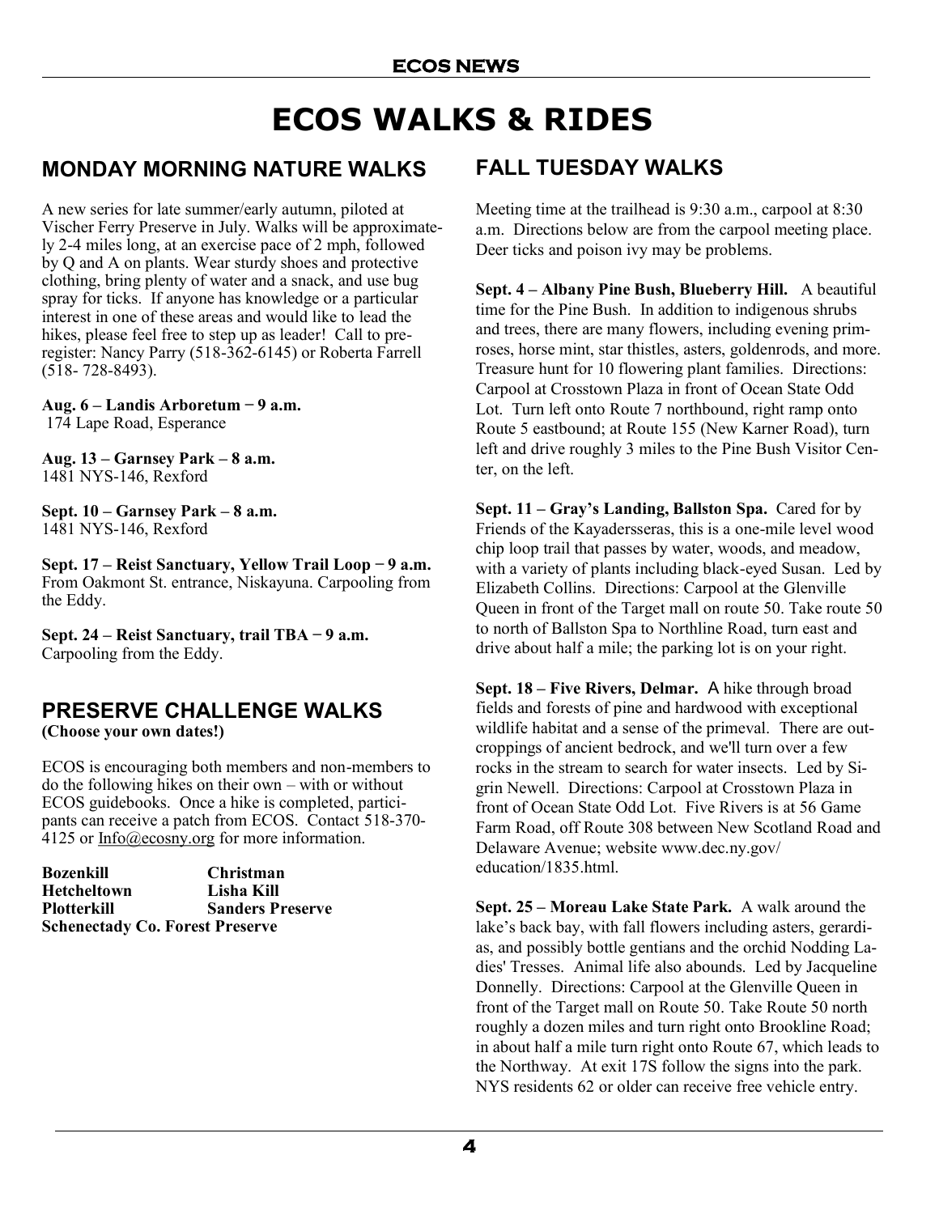# ECOS WALKS & RIDES

## MONDAY MORNING NATURE WALKS

A new series for late summer/early autumn, piloted at Vischer Ferry Preserve in July. Walks will be approximately 2-4 miles long, at an exercise pace of 2 mph, followed by Q and A on plants. Wear sturdy shoes and protective clothing, bring plenty of water and a snack, and use bug spray for ticks. If anyone has knowledge or a particular interest in one of these areas and would like to lead the hikes, please feel free to step up as leader! Call to pre-register: Nancy Parry (518-362-6145) or Roberta Farrell (518- 728-8493).

**Aug. 6 – Landis Arboretum − 9 a.m.**
174 Lape Road, Esperance

**Aug. 13 – Garnsey Park – 8 a.m.**
1481 NYS-146, Rexford

**Sept. 10 – Garnsey Park – 8 a.m.**
1481 NYS-146, Rexford

**Sept. 17 – Reist Sanctuary, Yellow Trail Loop − 9 a.m.**
From Oakmont St. entrance, Niskayuna. Carpooling from the Eddy.

**Sept. 24 – Reist Sanctuary, trail TBA − 9 a.m.**
Carpooling from the Eddy.

## PRESERVE CHALLENGE WALKS

**(Choose your own dates!)**

ECOS is encouraging both members and non-members to do the following hikes on their own – with or without ECOS guidebooks. Once a hike is completed, participants can receive a patch from ECOS. Contact 518-370-4125 or Info@ecosny.org for more information.

**Bozenkill** | **Christman**
**Hetcheltown** | **Lisha Kill**
**Plotterkill** | **Sanders Preserve**
**Schenectady Co. Forest Preserve**

## FALL TUESDAY WALKS

Meeting time at the trailhead is 9:30 a.m., carpool at 8:30 a.m. Directions below are from the carpool meeting place. Deer ticks and poison ivy may be problems.

**Sept. 4 – Albany Pine Bush, Blueberry Hill.** A beautiful time for the Pine Bush. In addition to indigenous shrubs and trees, there are many flowers, including evening primroses, horse mint, star thistles, asters, goldenrods, and more. Treasure hunt for 10 flowering plant families. Directions: Carpool at Crosstown Plaza in front of Ocean State Odd Lot. Turn left onto Route 7 northbound, right ramp onto Route 5 eastbound; at Route 155 (New Karner Road), turn left and drive roughly 3 miles to the Pine Bush Visitor Center, on the left.

**Sept. 11 – Gray's Landing, Ballston Spa.** Cared for by Friends of the Kayadersseras, this is a one-mile level wood chip loop trail that passes by water, woods, and meadow, with a variety of plants including black-eyed Susan. Led by Elizabeth Collins. Directions: Carpool at the Glenville Queen in front of the Target mall on route 50. Take route 50 to north of Ballston Spa to Northline Road, turn east and drive about half a mile; the parking lot is on your right.

**Sept. 18 – Five Rivers, Delmar.** A hike through broad fields and forests of pine and hardwood with exceptional wildlife habitat and a sense of the primeval. There are outcroppings of ancient bedrock, and we'll turn over a few rocks in the stream to search for water insects. Led by Sigrin Newell. Directions: Carpool at Crosstown Plaza in front of Ocean State Odd Lot. Five Rivers is at 56 Game Farm Road, off Route 308 between New Scotland Road and Delaware Avenue; website www.dec.ny.gov/education/1835.html.

**Sept. 25 – Moreau Lake State Park.** A walk around the lake's back bay, with fall flowers including asters, gerardias, and possibly bottle gentians and the orchid Nodding Ladies' Tresses. Animal life also abounds. Led by Jacqueline Donnelly. Directions: Carpool at the Glenville Queen in front of the Target mall on Route 50. Take Route 50 north roughly a dozen miles and turn right onto Brookline Road; in about half a mile turn right onto Route 67, which leads to the Northway. At exit 17S follow the signs into the park. NYS residents 62 or older can receive free vehicle entry.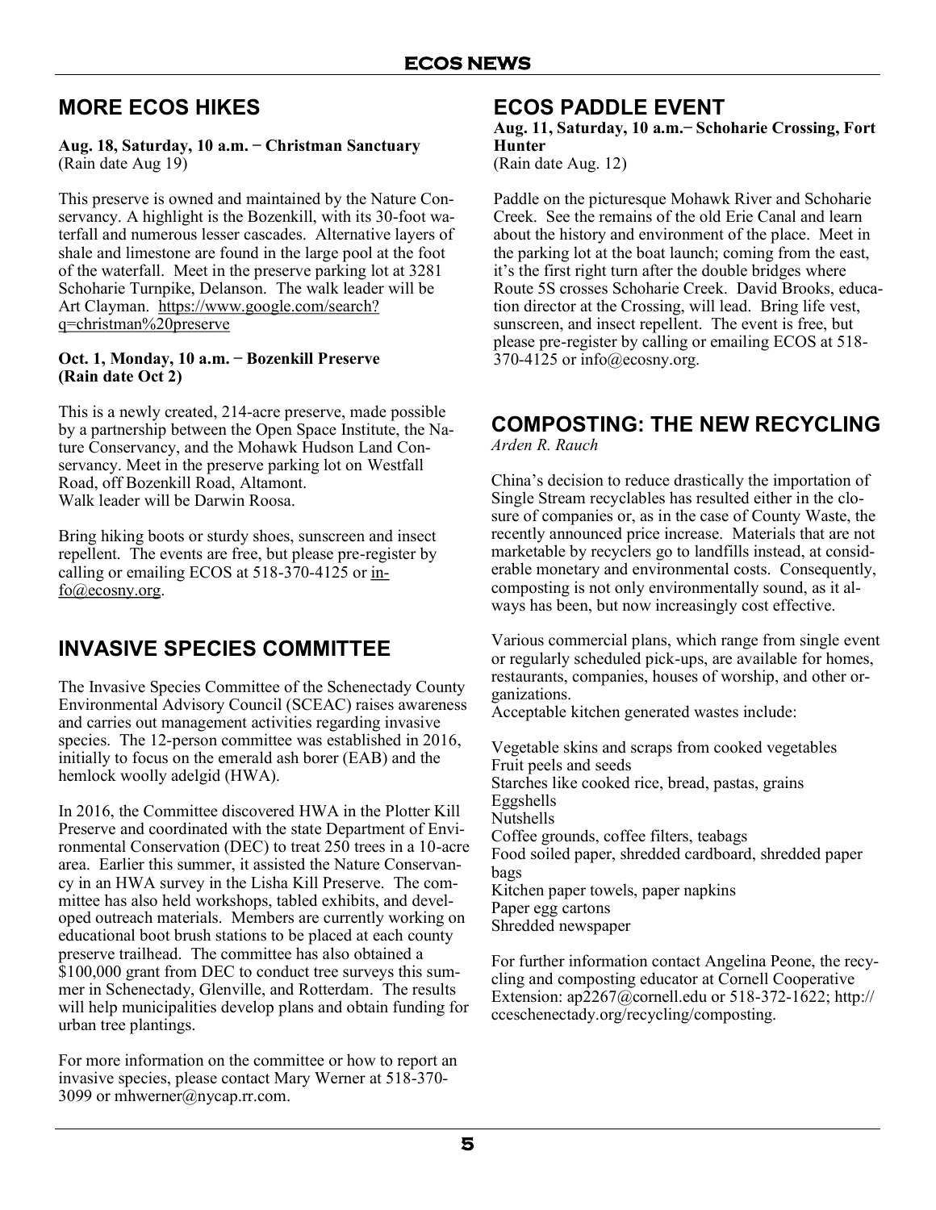## MORE ECOS HIKES

**Aug. 18, Saturday, 10 a.m. − Christman Sanctuary**
(Rain date Aug 19)

This preserve is owned and maintained by the Nature Conservancy. A highlight is the Bozenkill, with its 30-foot waterfall and numerous lesser cascades. Alternative layers of shale and limestone are found in the large pool at the foot of the waterfall. Meet in the preserve parking lot at 3281 Schoharie Turnpike, Delanson. The walk leader will be Art Clayman. https://www.google.com/search?q=christman%20preserve

**Oct. 1, Monday, 10 a.m. − Bozenkill Preserve**
**(Rain date Oct 2)**

This is a newly created, 214-acre preserve, made possible by a partnership between the Open Space Institute, the Nature Conservancy, and the Mohawk Hudson Land Conservancy. Meet in the preserve parking lot on Westfall Road, off Bozenkill Road, Altamont.
Walk leader will be Darwin Roosa.

Bring hiking boots or sturdy shoes, sunscreen and insect repellent. The events are free, but please pre-register by calling or emailing ECOS at 518-370-4125 or info@ecosny.org.

## INVASIVE SPECIES COMMITTEE

The Invasive Species Committee of the Schenectady County Environmental Advisory Council (SCEAC) raises awareness and carries out management activities regarding invasive species. The 12-person committee was established in 2016, initially to focus on the emerald ash borer (EAB) and the hemlock woolly adelgid (HWA).

In 2016, the Committee discovered HWA in the Plotter Kill Preserve and coordinated with the state Department of Environmental Conservation (DEC) to treat 250 trees in a 10-acre area. Earlier this summer, it assisted the Nature Conservancy in an HWA survey in the Lisha Kill Preserve. The committee has also held workshops, tabled exhibits, and developed outreach materials. Members are currently working on educational boot brush stations to be placed at each county preserve trailhead. The committee has also obtained a $100,000 grant from DEC to conduct tree surveys this summer in Schenectady, Glenville, and Rotterdam. The results will help municipalities develop plans and obtain funding for urban tree plantings.

For more information on the committee or how to report an invasive species, please contact Mary Werner at 518-370-3099 or mhwerner@nycap.rr.com.

## ECOS PADDLE EVENT

**Aug. 11, Saturday, 10 a.m.− Schoharie Crossing, Fort Hunter**
(Rain date Aug. 12)

Paddle on the picturesque Mohawk River and Schoharie Creek. See the remains of the old Erie Canal and learn about the history and environment of the place. Meet in the parking lot at the boat launch; coming from the east, it's the first right turn after the double bridges where Route 5S crosses Schoharie Creek. David Brooks, education director at the Crossing, will lead. Bring life vest, sunscreen, and insect repellent. The event is free, but please pre-register by calling or emailing ECOS at 518-370-4125 or info@ecosny.org.

## COMPOSTING: THE NEW RECYCLING

*Arden R. Rauch*

China's decision to reduce drastically the importation of Single Stream recyclables has resulted either in the closure of companies or, as in the case of County Waste, the recently announced price increase. Materials that are not marketable by recyclers go to landfills instead, at considerable monetary and environmental costs. Consequently, composting is not only environmentally sound, as it always has been, but now increasingly cost effective.

Various commercial plans, which range from single event or regularly scheduled pick-ups, are available for homes, restaurants, companies, houses of worship, and other organizations.
Acceptable kitchen generated wastes include:

Vegetable skins and scraps from cooked vegetables
Fruit peels and seeds
Starches like cooked rice, bread, pastas, grains
Eggshells
Nutshells
Coffee grounds, coffee filters, teabags
Food soiled paper, shredded cardboard, shredded paper bags
Kitchen paper towels, paper napkins
Paper egg cartons
Shredded newspaper

For further information contact Angelina Peone, the recycling and composting educator at Cornell Cooperative Extension: ap2267@cornell.edu or 518-372-1622; http://cceschenectady.org/recycling/composting.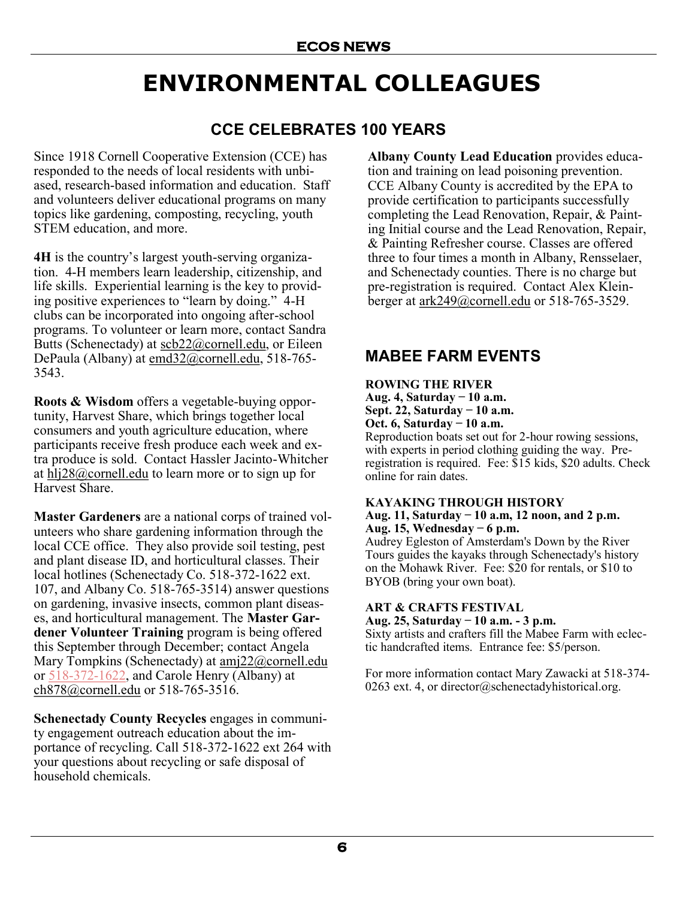# ENVIRONMENTAL COLLEAGUES

## CCE CELEBRATES 100 YEARS

Since 1918 Cornell Cooperative Extension (CCE) has responded to the needs of local residents with unbiased, research-based information and education. Staff and volunteers deliver educational programs on many topics like gardening, composting, recycling, youth STEM education, and more.

**4H** is the country's largest youth-serving organization. 4-H members learn leadership, citizenship, and life skills. Experiential learning is the key to providing positive experiences to "learn by doing." 4-H clubs can be incorporated into ongoing after-school programs. To volunteer or learn more, contact Sandra Butts (Schenectady) at scb22@cornell.edu, or Eileen DePaula (Albany) at emd32@cornell.edu, 518-765-3543.

**Roots & Wisdom** offers a vegetable-buying opportunity, Harvest Share, which brings together local consumers and youth agriculture education, where participants receive fresh produce each week and extra produce is sold. Contact Hassler Jacinto-Whitcher at hlj28@cornell.edu to learn more or to sign up for Harvest Share.

**Master Gardeners** are a national corps of trained volunteers who share gardening information through the local CCE office. They also provide soil testing, pest and plant disease ID, and horticultural classes. Their local hotlines (Schenectady Co. 518-372-1622 ext. 107, and Albany Co. 518-765-3514) answer questions on gardening, invasive insects, common plant diseases, and horticultural management. The **Master Gardener Volunteer Training** program is being offered this September through December; contact Angela Mary Tompkins (Schenectady) at amj22@cornell.edu or 518-372-1622, and Carole Henry (Albany) at ch878@cornell.edu or 518-765-3516.

**Schenectady County Recycles** engages in community engagement outreach education about the importance of recycling. Call 518-372-1622 ext 264 with your questions about recycling or safe disposal of household chemicals.

**Albany County Lead Education** provides education and training on lead poisoning prevention. CCE Albany County is accredited by the EPA to provide certification to participants successfully completing the Lead Renovation, Repair, & Painting Initial course and the Lead Renovation, Repair, & Painting Refresher course. Classes are offered three to four times a month in Albany, Rensselaer, and Schenectady counties. There is no charge but pre-registration is required. Contact Alex Kleinberger at ark249@cornell.edu or 518-765-3529.

## MABEE FARM EVENTS

**ROWING THE RIVER**
**Aug. 4, Saturday − 10 a.m.**
**Sept. 22, Saturday − 10 a.m.**
**Oct. 6, Saturday − 10 a.m.**
Reproduction boats set out for 2-hour rowing sessions, with experts in period clothing guiding the way. Pre-registration is required. Fee: $15 kids, $20 adults. Check online for rain dates.

**KAYAKING THROUGH HISTORY**
**Aug. 11, Saturday − 10 a.m, 12 noon, and 2 p.m.**
**Aug. 15, Wednesday − 6 p.m.**
Audrey Egleston of Amsterdam's Down by the River Tours guides the kayaks through Schenectady's history on the Mohawk River. Fee: $20 for rentals, or $10 to BYOB (bring your own boat).

**ART & CRAFTS FESTIVAL**
**Aug. 25, Saturday − 10 a.m. - 3 p.m.**
Sixty artists and crafters fill the Mabee Farm with eclectic handcrafted items. Entrance fee: $5/person.

For more information contact Mary Zawacki at 518-374-0263 ext. 4, or director@schenectadyhistorical.org.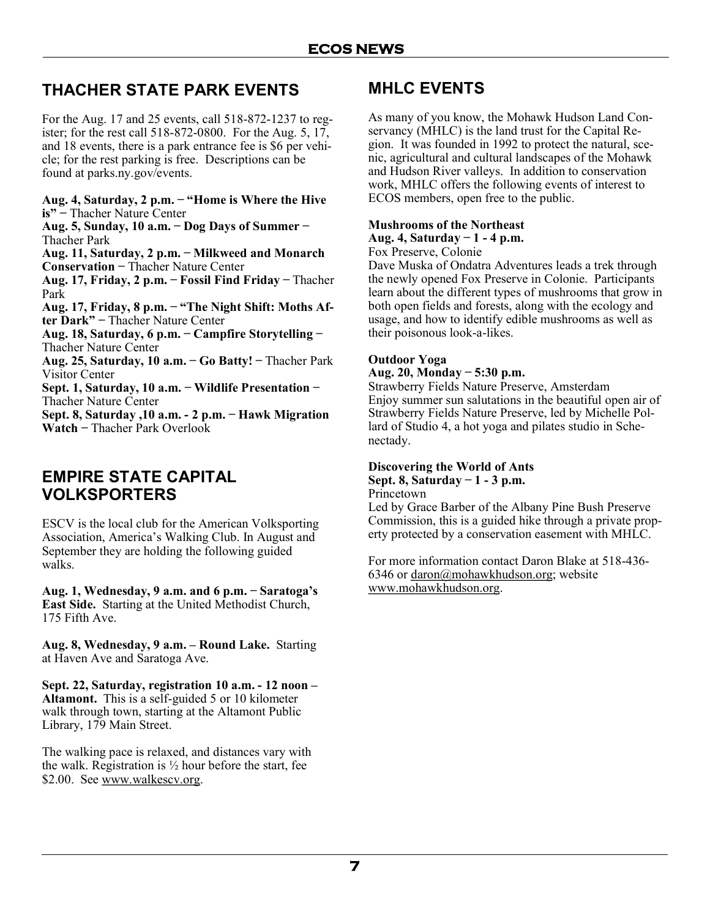## THACHER STATE PARK EVENTS

For the Aug. 17 and 25 events, call 518-872-1237 to register; for the rest call 518-872-0800. For the Aug. 5, 17, and 18 events, there is a park entrance fee is $6 per vehicle; for the rest parking is free. Descriptions can be found at parks.ny.gov/events.

**Aug. 4, Saturday, 2 p.m. − "Home is Where the Hive is"** − Thacher Nature Center
**Aug. 5, Sunday, 10 a.m. − Dog Days of Summer** − Thacher Park
**Aug. 11, Saturday, 2 p.m. − Milkweed and Monarch Conservation** − Thacher Nature Center
**Aug. 17, Friday, 2 p.m. − Fossil Find Friday** − Thacher Park
**Aug. 17, Friday, 8 p.m. − "The Night Shift: Moths After Dark"** − Thacher Nature Center
**Aug. 18, Saturday, 6 p.m. − Campfire Storytelling** − Thacher Nature Center
**Aug. 25, Saturday, 10 a.m. − Go Batty!** − Thacher Park Visitor Center
**Sept. 1, Saturday, 10 a.m. − Wildlife Presentation** − Thacher Nature Center
**Sept. 8, Saturday ,10 a.m. - 2 p.m. − Hawk Migration Watch** − Thacher Park Overlook

## EMPIRE STATE CAPITAL VOLKSPORTERS

ESCV is the local club for the American Volksporting Association, America's Walking Club. In August and September they are holding the following guided walks.

**Aug. 1, Wednesday, 9 a.m. and 6 p.m. − Saratoga's East Side.** Starting at the United Methodist Church, 175 Fifth Ave.

**Aug. 8, Wednesday, 9 a.m. – Round Lake.** Starting at Haven Ave and Saratoga Ave.

**Sept. 22, Saturday, registration 10 a.m. - 12 noon – Altamont.** This is a self-guided 5 or 10 kilometer walk through town, starting at the Altamont Public Library, 179 Main Street.

The walking pace is relaxed, and distances vary with the walk. Registration is ½ hour before the start, fee $2.00. See www.walkescv.org.

## MHLC EVENTS

As many of you know, the Mohawk Hudson Land Conservancy (MHLC) is the land trust for the Capital Region. It was founded in 1992 to protect the natural, scenic, agricultural and cultural landscapes of the Mohawk and Hudson River valleys. In addition to conservation work, MHLC offers the following events of interest to ECOS members, open free to the public.

**Mushrooms of the Northeast**
**Aug. 4, Saturday − 1 - 4 p.m.**
Fox Preserve, Colonie
Dave Muska of Ondatra Adventures leads a trek through the newly opened Fox Preserve in Colonie. Participants learn about the different types of mushrooms that grow in both open fields and forests, along with the ecology and usage, and how to identify edible mushrooms as well as their poisonous look-a-likes.

**Outdoor Yoga**
**Aug. 20, Monday − 5:30 p.m.**
Strawberry Fields Nature Preserve, Amsterdam
Enjoy summer sun salutations in the beautiful open air of Strawberry Fields Nature Preserve, led by Michelle Pollard of Studio 4, a hot yoga and pilates studio in Schenectady.

**Discovering the World of Ants**
**Sept. 8, Saturday − 1 - 3 p.m.**
Princetown
Led by Grace Barber of the Albany Pine Bush Preserve Commission, this is a guided hike through a private property protected by a conservation easement with MHLC.

For more information contact Daron Blake at 518-436-6346 or daron@mohawkhudson.org; website www.mohawkhudson.org.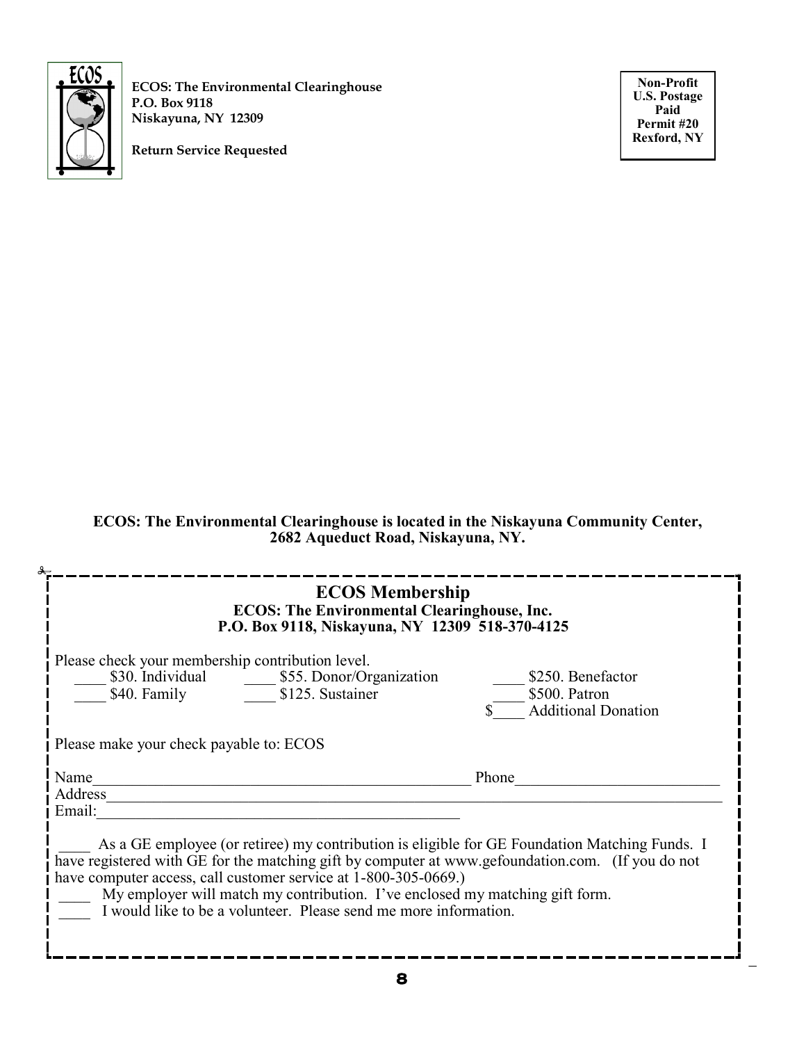**ECOS: The Environmental Clearinghouse**
**P.O. Box 9118**
**Niskayuna, NY 12309**

**Return Service Requested**

**Non-Profit**
**U.S. Postage**
**Paid**
**Permit #20**
**Rexford, NY**

**ECOS: The Environmental Clearinghouse is located in the Niskayuna Community Center, 2682 Aqueduct Road, Niskayuna, NY.**

## ECOS Membership

**ECOS: The Environmental Clearinghouse, Inc.**
**P.O. Box 9118, Niskayuna, NY 12309 518-370-4125**

Please check your membership contribution level.

| | | |
|---|---|---|
| ____ \$30. Individual | ____ \$55. Donor/Organization | ____ \$250. Benefactor |
| ____ \$40. Family | ____ \$125. Sustainer | ____ \$500. Patron |
| | | \$____ Additional Donation |

Please make your check payable to: ECOS

Name_______________________________________________ Phone_________________________

Address_____________________________________________________________________________

Email:_______________________________________________

____ As a GE employee (or retiree) my contribution is eligible for GE Foundation Matching Funds. I have registered with GE for the matching gift by computer at www.gefoundation.com. (If you do not have computer access, call customer service at 1-800-305-0669.)

____ My employer will match my contribution. I've enclosed my matching gift form.

____ I would like to be a volunteer. Please send me more information.